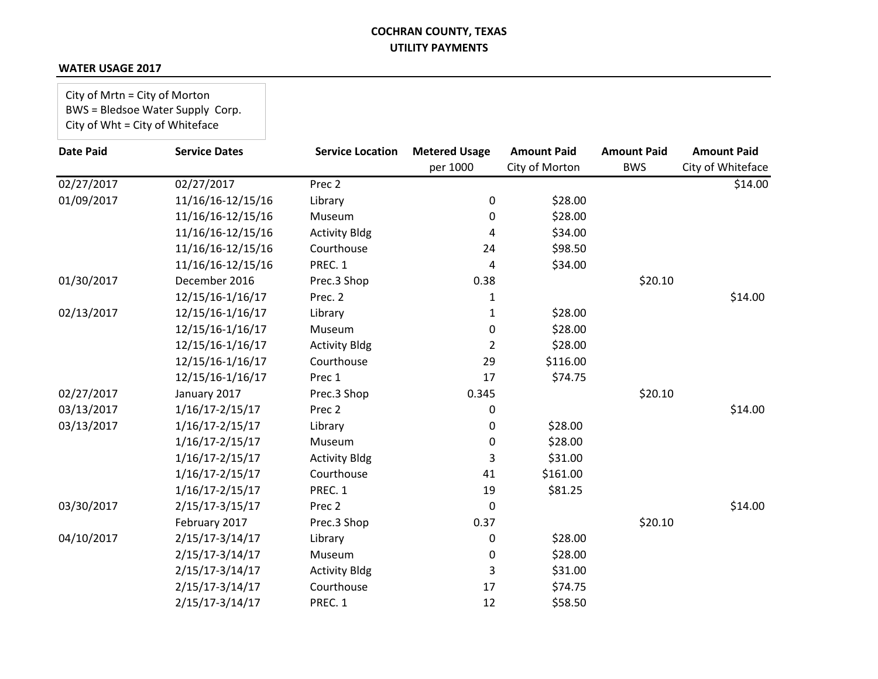**COCHRAN COUNTY, TEXAS**
**UTILITY PAYMENTS**

**WATER USAGE 2017**

City of Mrtn = City of Morton
BWS = Bledsoe Water Supply Corp.
City of Wht = City of Whiteface

| Date Paid | Service Dates | Service Location | Metered Usage per 1000 | Amount Paid City of Morton | Amount Paid BWS | Amount Paid City of Whiteface |
|---|---|---|---|---|---|---|
| 02/27/2017 | 02/27/2017 | Prec 2 | | | | $14.00 |
| 01/09/2017 | 11/16/16-12/15/16 | Library | 0 | $28.00 | | |
| | 11/16/16-12/15/16 | Museum | 0 | $28.00 | | |
| | 11/16/16-12/15/16 | Activity Bldg | 4 | $34.00 | | |
| | 11/16/16-12/15/16 | Courthouse | 24 | $98.50 | | |
| | 11/16/16-12/15/16 | PREC. 1 | 4 | $34.00 | | |
| 01/30/2017 | December 2016 | Prec.3 Shop | 0.38 | | $20.10 | |
| | 12/15/16-1/16/17 | Prec. 2 | 1 | | | $14.00 |
| 02/13/2017 | 12/15/16-1/16/17 | Library | 1 | $28.00 | | |
| | 12/15/16-1/16/17 | Museum | 0 | $28.00 | | |
| | 12/15/16-1/16/17 | Activity Bldg | 2 | $28.00 | | |
| | 12/15/16-1/16/17 | Courthouse | 29 | $116.00 | | |
| | 12/15/16-1/16/17 | Prec 1 | 17 | $74.75 | | |
| 02/27/2017 | January 2017 | Prec.3 Shop | 0.345 | | $20.10 | |
| 03/13/2017 | 1/16/17-2/15/17 | Prec 2 | 0 | | | $14.00 |
| 03/13/2017 | 1/16/17-2/15/17 | Library | 0 | $28.00 | | |
| | 1/16/17-2/15/17 | Museum | 0 | $28.00 | | |
| | 1/16/17-2/15/17 | Activity Bldg | 3 | $31.00 | | |
| | 1/16/17-2/15/17 | Courthouse | 41 | $161.00 | | |
| | 1/16/17-2/15/17 | PREC. 1 | 19 | $81.25 | | |
| 03/30/2017 | 2/15/17-3/15/17 | Prec 2 | 0 | | | $14.00 |
| | February 2017 | Prec.3 Shop | 0.37 | | $20.10 | |
| 04/10/2017 | 2/15/17-3/14/17 | Library | 0 | $28.00 | | |
| | 2/15/17-3/14/17 | Museum | 0 | $28.00 | | |
| | 2/15/17-3/14/17 | Activity Bldg | 3 | $31.00 | | |
| | 2/15/17-3/14/17 | Courthouse | 17 | $74.75 | | |
| | 2/15/17-3/14/17 | PREC. 1 | 12 | $58.50 | | |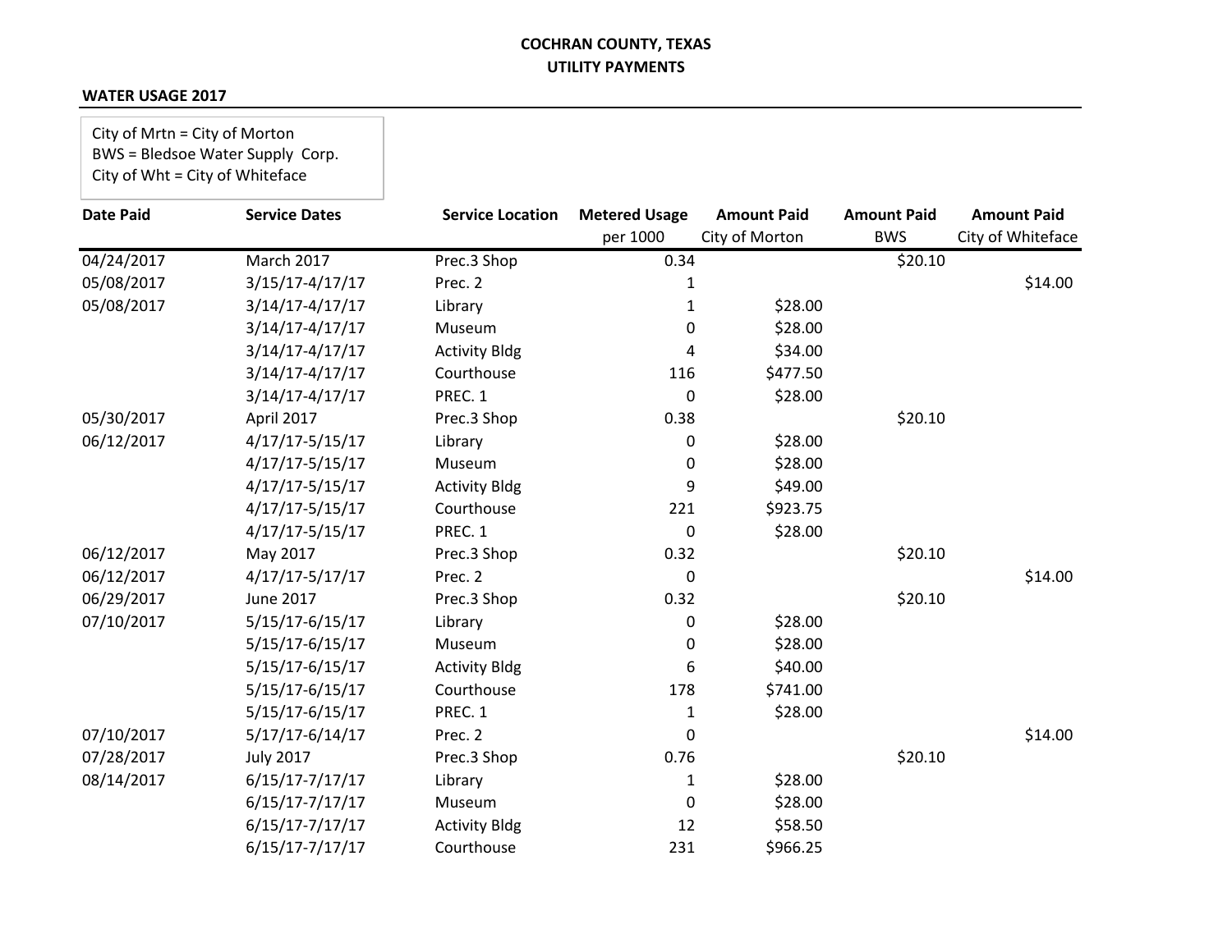**COCHRAN COUNTY, TEXAS**
**UTILITY PAYMENTS**

**WATER USAGE 2017**

City of Mrtn = City of Morton
BWS = Bledsoe Water Supply Corp.
City of Wht = City of Whiteface

| Date Paid | Service Dates | Service Location | Metered Usage per 1000 | Amount Paid City of Morton | Amount Paid BWS | Amount Paid City of Whiteface |
|---|---|---|---|---|---|---|
| 04/24/2017 | March 2017 | Prec.3 Shop | 0.34 | | $20.10 | |
| 05/08/2017 | 3/15/17-4/17/17 | Prec. 2 | 1 | | | $14.00 |
| 05/08/2017 | 3/14/17-4/17/17 | Library | 1 | $28.00 | | |
| | 3/14/17-4/17/17 | Museum | 0 | $28.00 | | |
| | 3/14/17-4/17/17 | Activity Bldg | 4 | $34.00 | | |
| | 3/14/17-4/17/17 | Courthouse | 116 | $477.50 | | |
| | 3/14/17-4/17/17 | PREC. 1 | 0 | $28.00 | | |
| 05/30/2017 | April 2017 | Prec.3 Shop | 0.38 | | $20.10 | |
| 06/12/2017 | 4/17/17-5/15/17 | Library | 0 | $28.00 | | |
| | 4/17/17-5/15/17 | Museum | 0 | $28.00 | | |
| | 4/17/17-5/15/17 | Activity Bldg | 9 | $49.00 | | |
| | 4/17/17-5/15/17 | Courthouse | 221 | $923.75 | | |
| | 4/17/17-5/15/17 | PREC. 1 | 0 | $28.00 | | |
| 06/12/2017 | May 2017 | Prec.3 Shop | 0.32 | | $20.10 | |
| 06/12/2017 | 4/17/17-5/17/17 | Prec. 2 | 0 | | | $14.00 |
| 06/29/2017 | June 2017 | Prec.3 Shop | 0.32 | | $20.10 | |
| 07/10/2017 | 5/15/17-6/15/17 | Library | 0 | $28.00 | | |
| | 5/15/17-6/15/17 | Museum | 0 | $28.00 | | |
| | 5/15/17-6/15/17 | Activity Bldg | 6 | $40.00 | | |
| | 5/15/17-6/15/17 | Courthouse | 178 | $741.00 | | |
| | 5/15/17-6/15/17 | PREC. 1 | 1 | $28.00 | | |
| 07/10/2017 | 5/17/17-6/14/17 | Prec. 2 | 0 | | | $14.00 |
| 07/28/2017 | July 2017 | Prec.3 Shop | 0.76 | | $20.10 | |
| 08/14/2017 | 6/15/17-7/17/17 | Library | 1 | $28.00 | | |
| | 6/15/17-7/17/17 | Museum | 0 | $28.00 | | |
| | 6/15/17-7/17/17 | Activity Bldg | 12 | $58.50 | | |
| | 6/15/17-7/17/17 | Courthouse | 231 | $966.25 | | |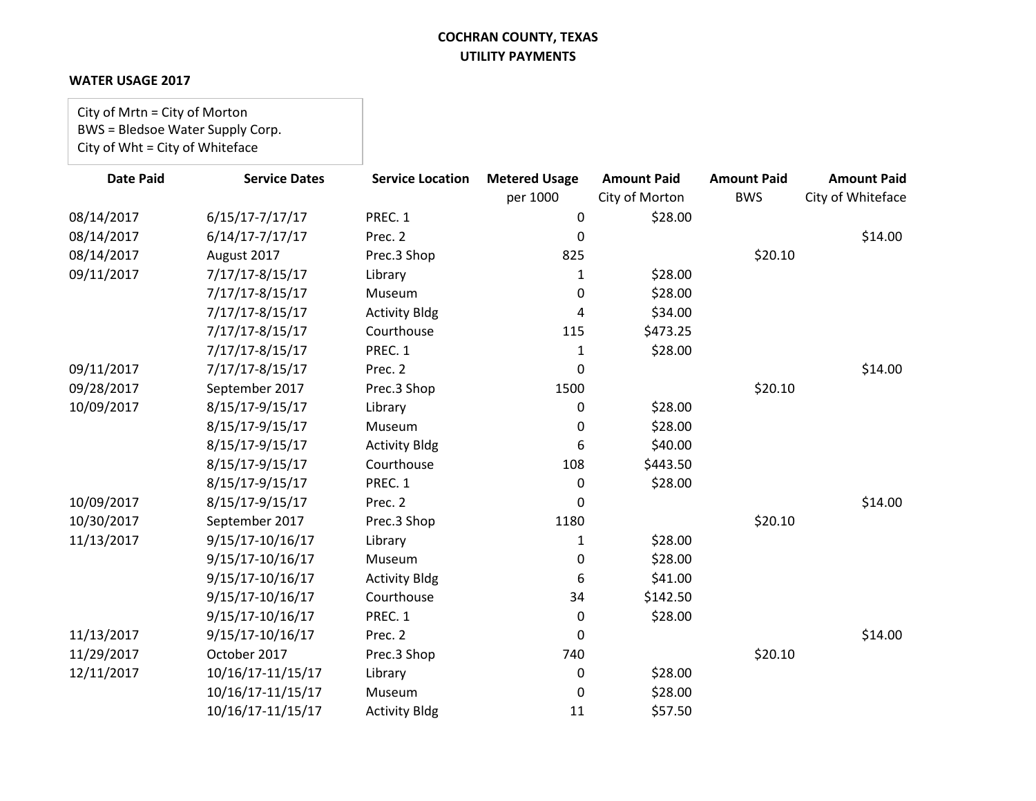**COCHRAN COUNTY, TEXAS**
**UTILITY PAYMENTS**

**WATER USAGE 2017**

City of Mrtn = City of Morton
BWS = Bledsoe Water Supply Corp.
City of Wht = City of Whiteface

| Date Paid | Service Dates | Service Location | Metered Usage per 1000 | Amount Paid City of Morton | Amount Paid BWS | Amount Paid City of Whiteface |
|---|---|---|---|---|---|---|
| 08/14/2017 | 6/15/17-7/17/17 | PREC. 1 | 0 | $28.00 | | |
| 08/14/2017 | 6/14/17-7/17/17 | Prec. 2 | 0 | | | $14.00 |
| 08/14/2017 | August 2017 | Prec.3 Shop | 825 | | $20.10 | |
| 09/11/2017 | 7/17/17-8/15/17 | Library | 1 | $28.00 | | |
| | 7/17/17-8/15/17 | Museum | 0 | $28.00 | | |
| | 7/17/17-8/15/17 | Activity Bldg | 4 | $34.00 | | |
| | 7/17/17-8/15/17 | Courthouse | 115 | $473.25 | | |
| | 7/17/17-8/15/17 | PREC. 1 | 1 | $28.00 | | |
| 09/11/2017 | 7/17/17-8/15/17 | Prec. 2 | 0 | | | $14.00 |
| 09/28/2017 | September 2017 | Prec.3 Shop | 1500 | | $20.10 | |
| 10/09/2017 | 8/15/17-9/15/17 | Library | 0 | $28.00 | | |
| | 8/15/17-9/15/17 | Museum | 0 | $28.00 | | |
| | 8/15/17-9/15/17 | Activity Bldg | 6 | $40.00 | | |
| | 8/15/17-9/15/17 | Courthouse | 108 | $443.50 | | |
| | 8/15/17-9/15/17 | PREC. 1 | 0 | $28.00 | | |
| 10/09/2017 | 8/15/17-9/15/17 | Prec. 2 | 0 | | | $14.00 |
| 10/30/2017 | September 2017 | Prec.3 Shop | 1180 | | $20.10 | |
| 11/13/2017 | 9/15/17-10/16/17 | Library | 1 | $28.00 | | |
| | 9/15/17-10/16/17 | Museum | 0 | $28.00 | | |
| | 9/15/17-10/16/17 | Activity Bldg | 6 | $41.00 | | |
| | 9/15/17-10/16/17 | Courthouse | 34 | $142.50 | | |
| | 9/15/17-10/16/17 | PREC. 1 | 0 | $28.00 | | |
| 11/13/2017 | 9/15/17-10/16/17 | Prec. 2 | 0 | | | $14.00 |
| 11/29/2017 | October 2017 | Prec.3 Shop | 740 | | $20.10 | |
| 12/11/2017 | 10/16/17-11/15/17 | Library | 0 | $28.00 | | |
| | 10/16/17-11/15/17 | Museum | 0 | $28.00 | | |
| | 10/16/17-11/15/17 | Activity Bldg | 11 | $57.50 | | |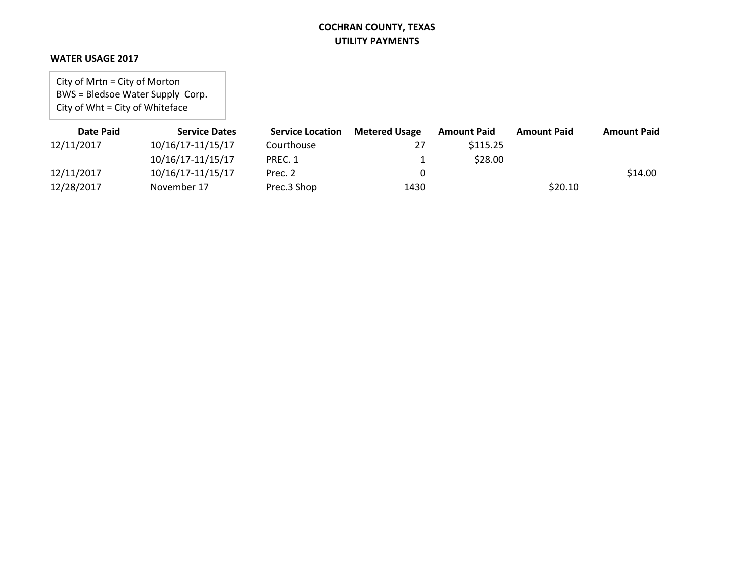**COCHRAN COUNTY, TEXAS**
**UTILITY PAYMENTS**

**WATER USAGE 2017**

City of Mrtn = City of Morton
BWS = Bledsoe Water Supply Corp.
City of Wht = City of Whiteface

| Date Paid | Service Dates | Service Location | Metered Usage | Amount Paid | Amount Paid | Amount Paid |
|---|---|---|---|---|---|---|
| 12/11/2017 | 10/16/17-11/15/17 | Courthouse | 27 | $115.25 | | |
| | 10/16/17-11/15/17 | PREC. 1 | 1 | $28.00 | | |
| 12/11/2017 | 10/16/17-11/15/17 | Prec. 2 | 0 | | | $14.00 |
| 12/28/2017 | November 17 | Prec.3 Shop | 1430 | | $20.10 | |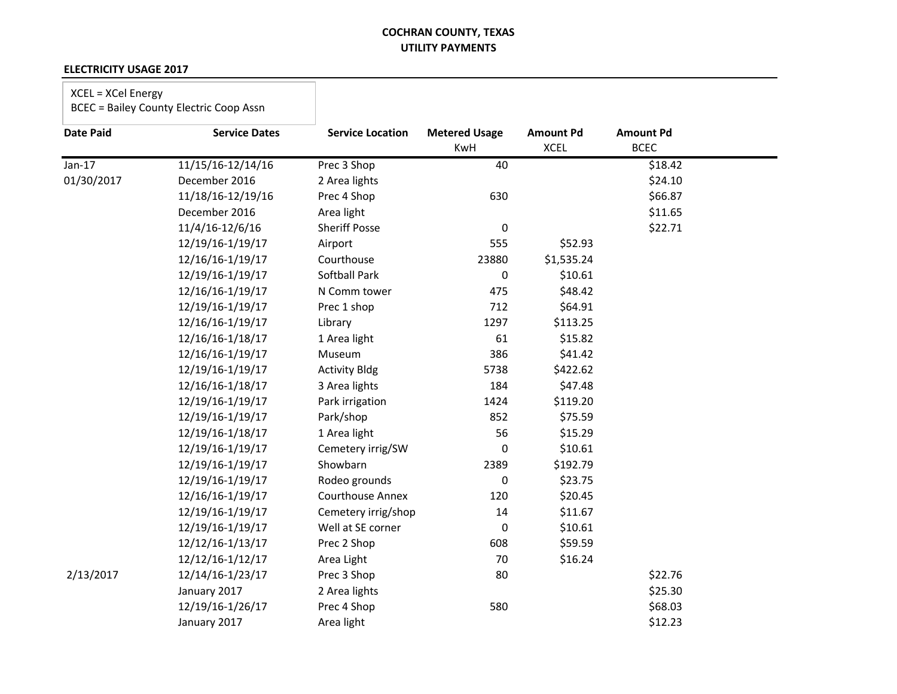**COCHRAN COUNTY, TEXAS**
**UTILITY PAYMENTS**

**ELECTRICITY USAGE 2017**

XCEL = XCel Energy
BCEC = Bailey County Electric Coop Assn

| Date Paid | Service Dates | Service Location | Metered Usage KwH | Amount Pd XCEL | Amount Pd BCEC |
|---|---|---|---|---|---|
| Jan-17 | 11/15/16-12/14/16 | Prec 3 Shop | 40 | | $18.42 |
| 01/30/2017 | December 2016 | 2 Area lights | | | $24.10 |
| | 11/18/16-12/19/16 | Prec 4 Shop | 630 | | $66.87 |
| | December 2016 | Area light | | | $11.65 |
| | 11/4/16-12/6/16 | Sheriff Posse | 0 | | $22.71 |
| | 12/19/16-1/19/17 | Airport | 555 | $52.93 | |
| | 12/16/16-1/19/17 | Courthouse | 23880 | $1,535.24 | |
| | 12/19/16-1/19/17 | Softball Park | 0 | $10.61 | |
| | 12/16/16-1/19/17 | N Comm tower | 475 | $48.42 | |
| | 12/19/16-1/19/17 | Prec 1 shop | 712 | $64.91 | |
| | 12/16/16-1/19/17 | Library | 1297 | $113.25 | |
| | 12/16/16-1/18/17 | 1 Area light | 61 | $15.82 | |
| | 12/16/16-1/19/17 | Museum | 386 | $41.42 | |
| | 12/19/16-1/19/17 | Activity Bldg | 5738 | $422.62 | |
| | 12/16/16-1/18/17 | 3 Area lights | 184 | $47.48 | |
| | 12/19/16-1/19/17 | Park irrigation | 1424 | $119.20 | |
| | 12/19/16-1/19/17 | Park/shop | 852 | $75.59 | |
| | 12/19/16-1/18/17 | 1 Area light | 56 | $15.29 | |
| | 12/19/16-1/19/17 | Cemetery irrig/SW | 0 | $10.61 | |
| | 12/19/16-1/19/17 | Showbarn | 2389 | $192.79 | |
| | 12/19/16-1/19/17 | Rodeo grounds | 0 | $23.75 | |
| | 12/16/16-1/19/17 | Courthouse Annex | 120 | $20.45 | |
| | 12/19/16-1/19/17 | Cemetery irrig/shop | 14 | $11.67 | |
| | 12/19/16-1/19/17 | Well at SE corner | 0 | $10.61 | |
| | 12/12/16-1/13/17 | Prec 2 Shop | 608 | $59.59 | |
| | 12/12/16-1/12/17 | Area Light | 70 | $16.24 | |
| 2/13/2017 | 12/14/16-1/23/17 | Prec 3 Shop | 80 | | $22.76 |
| | January 2017 | 2 Area lights | | | $25.30 |
| | 12/19/16-1/26/17 | Prec 4 Shop | 580 | | $68.03 |
| | January 2017 | Area light | | | $12.23 |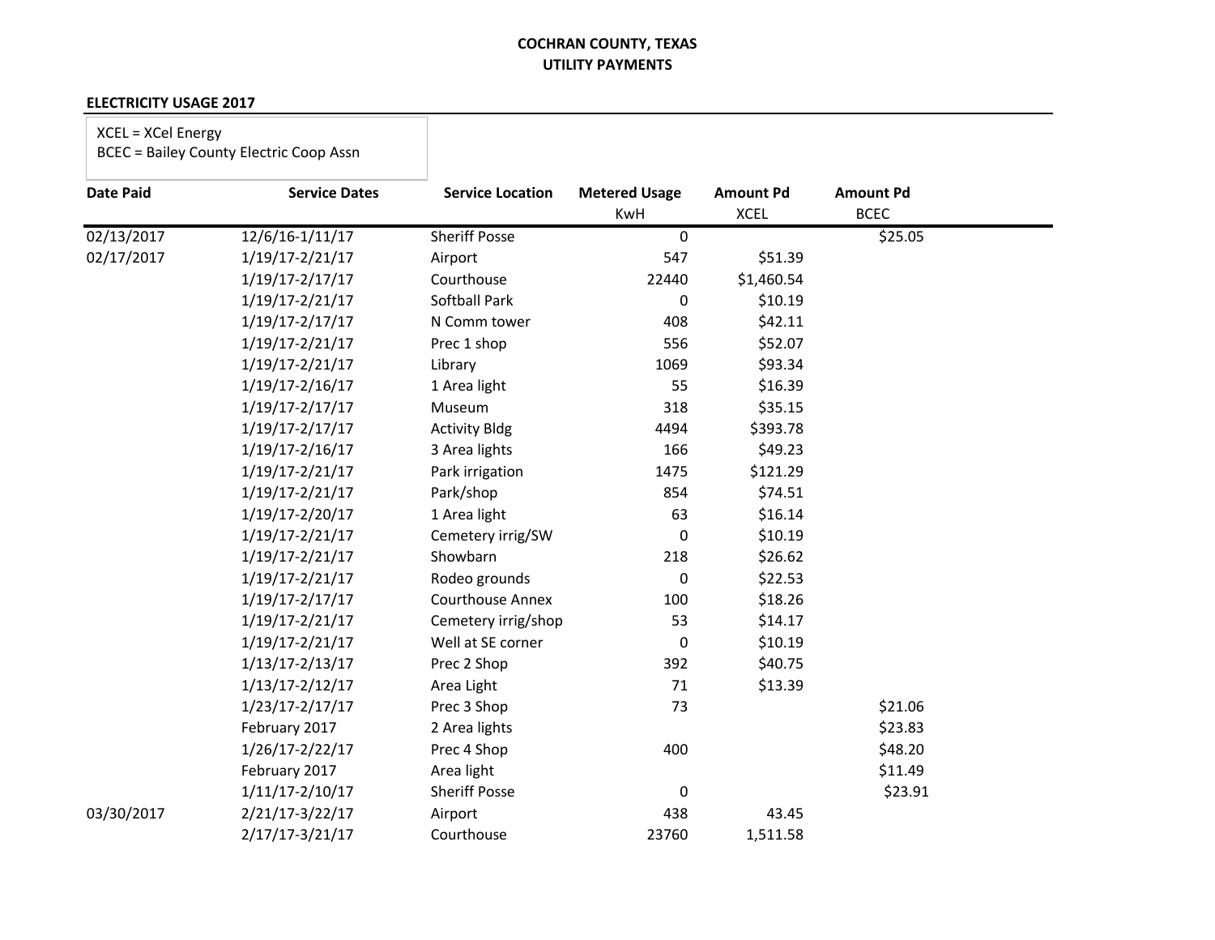**COCHRAN COUNTY, TEXAS**
**UTILITY PAYMENTS**

**ELECTRICITY USAGE 2017**

XCEL = XCel Energy
BCEC = Bailey County Electric Coop Assn

| Date Paid | Service Dates | Service Location | Metered Usage KwH | Amount Pd XCEL | Amount Pd BCEC |
|---|---|---|---|---|---|
| 02/13/2017 | 12/6/16-1/11/17 | Sheriff Posse | 0 | | $25.05 |
| 02/17/2017 | 1/19/17-2/21/17 | Airport | 547 | $51.39 | |
| | 1/19/17-2/17/17 | Courthouse | 22440 | $1,460.54 | |
| | 1/19/17-2/21/17 | Softball Park | 0 | $10.19 | |
| | 1/19/17-2/17/17 | N Comm tower | 408 | $42.11 | |
| | 1/19/17-2/21/17 | Prec 1 shop | 556 | $52.07 | |
| | 1/19/17-2/21/17 | Library | 1069 | $93.34 | |
| | 1/19/17-2/16/17 | 1 Area light | 55 | $16.39 | |
| | 1/19/17-2/17/17 | Museum | 318 | $35.15 | |
| | 1/19/17-2/17/17 | Activity Bldg | 4494 | $393.78 | |
| | 1/19/17-2/16/17 | 3 Area lights | 166 | $49.23 | |
| | 1/19/17-2/21/17 | Park irrigation | 1475 | $121.29 | |
| | 1/19/17-2/21/17 | Park/shop | 854 | $74.51 | |
| | 1/19/17-2/20/17 | 1 Area light | 63 | $16.14 | |
| | 1/19/17-2/21/17 | Cemetery irrig/SW | 0 | $10.19 | |
| | 1/19/17-2/21/17 | Showbarn | 218 | $26.62 | |
| | 1/19/17-2/21/17 | Rodeo grounds | 0 | $22.53 | |
| | 1/19/17-2/17/17 | Courthouse Annex | 100 | $18.26 | |
| | 1/19/17-2/21/17 | Cemetery irrig/shop | 53 | $14.17 | |
| | 1/19/17-2/21/17 | Well at SE corner | 0 | $10.19 | |
| | 1/13/17-2/13/17 | Prec 2 Shop | 392 | $40.75 | |
| | 1/13/17-2/12/17 | Area Light | 71 | $13.39 | |
| | 1/23/17-2/17/17 | Prec 3 Shop | 73 | | $21.06 |
| | February 2017 | 2 Area lights | | | $23.83 |
| | 1/26/17-2/22/17 | Prec 4 Shop | 400 | | $48.20 |
| | February 2017 | Area light | | | $11.49 |
| | 1/11/17-2/10/17 | Sheriff Posse | 0 | | $23.91 |
| 03/30/2017 | 2/21/17-3/22/17 | Airport | 438 | 43.45 | |
| | 2/17/17-3/21/17 | Courthouse | 23760 | 1,511.58 | |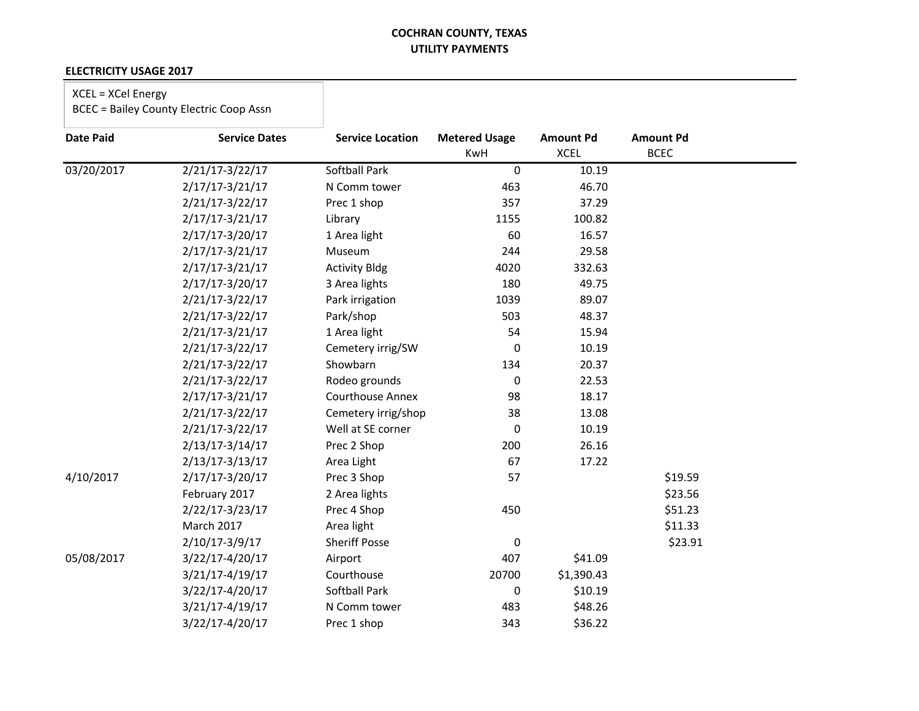**COCHRAN COUNTY, TEXAS**
**UTILITY PAYMENTS**

**ELECTRICITY USAGE 2017**

XCEL = XCel Energy
BCEC = Bailey County Electric Coop Assn

| Date Paid | Service Dates | Service Location | Metered Usage KwH | Amount Pd XCEL | Amount Pd BCEC |
|---|---|---|---|---|---|
| 03/20/2017 | 2/21/17-3/22/17 | Softball Park | 0 | 10.19 | |
| | 2/17/17-3/21/17 | N Comm tower | 463 | 46.70 | |
| | 2/21/17-3/22/17 | Prec 1 shop | 357 | 37.29 | |
| | 2/17/17-3/21/17 | Library | 1155 | 100.82 | |
| | 2/17/17-3/20/17 | 1 Area light | 60 | 16.57 | |
| | 2/17/17-3/21/17 | Museum | 244 | 29.58 | |
| | 2/17/17-3/21/17 | Activity Bldg | 4020 | 332.63 | |
| | 2/17/17-3/20/17 | 3 Area lights | 180 | 49.75 | |
| | 2/21/17-3/22/17 | Park irrigation | 1039 | 89.07 | |
| | 2/21/17-3/22/17 | Park/shop | 503 | 48.37 | |
| | 2/21/17-3/21/17 | 1 Area light | 54 | 15.94 | |
| | 2/21/17-3/22/17 | Cemetery irrig/SW | 0 | 10.19 | |
| | 2/21/17-3/22/17 | Showbarn | 134 | 20.37 | |
| | 2/21/17-3/22/17 | Rodeo grounds | 0 | 22.53 | |
| | 2/17/17-3/21/17 | Courthouse Annex | 98 | 18.17 | |
| | 2/21/17-3/22/17 | Cemetery irrig/shop | 38 | 13.08 | |
| | 2/21/17-3/22/17 | Well at SE corner | 0 | 10.19 | |
| | 2/13/17-3/14/17 | Prec 2 Shop | 200 | 26.16 | |
| | 2/13/17-3/13/17 | Area Light | 67 | 17.22 | |
| 4/10/2017 | 2/17/17-3/20/17 | Prec 3 Shop | 57 | | $19.59 |
| | February 2017 | 2 Area lights | | | $23.56 |
| | 2/22/17-3/23/17 | Prec 4 Shop | 450 | | $51.23 |
| | March 2017 | Area light | | | $11.33 |
| | 2/10/17-3/9/17 | Sheriff Posse | 0 | | $23.91 |
| 05/08/2017 | 3/22/17-4/20/17 | Airport | 407 | $41.09 | |
| | 3/21/17-4/19/17 | Courthouse | 20700 | $1,390.43 | |
| | 3/22/17-4/20/17 | Softball Park | 0 | $10.19 | |
| | 3/21/17-4/19/17 | N Comm tower | 483 | $48.26 | |
| | 3/22/17-4/20/17 | Prec 1 shop | 343 | $36.22 | |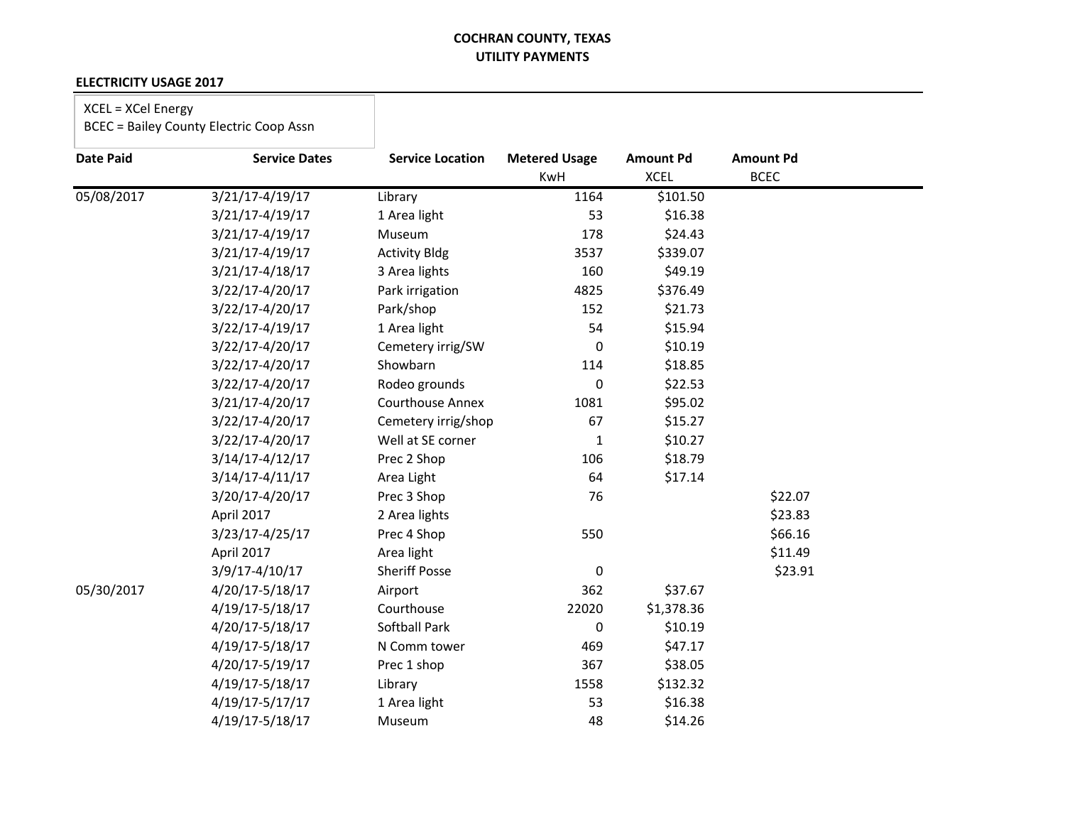**COCHRAN COUNTY, TEXAS**
**UTILITY PAYMENTS**

**ELECTRICITY USAGE 2017**

XCEL = XCel Energy
BCEC = Bailey County Electric Coop Assn

| Date Paid | Service Dates | Service Location | Metered Usage KwH | Amount Pd XCEL | Amount Pd BCEC |
|---|---|---|---|---|---|
| 05/08/2017 | 3/21/17-4/19/17 | Library | 1164 | $101.50 | |
| | 3/21/17-4/19/17 | 1 Area light | 53 | $16.38 | |
| | 3/21/17-4/19/17 | Museum | 178 | $24.43 | |
| | 3/21/17-4/19/17 | Activity Bldg | 3537 | $339.07 | |
| | 3/21/17-4/18/17 | 3 Area lights | 160 | $49.19 | |
| | 3/22/17-4/20/17 | Park irrigation | 4825 | $376.49 | |
| | 3/22/17-4/20/17 | Park/shop | 152 | $21.73 | |
| | 3/22/17-4/19/17 | 1 Area light | 54 | $15.94 | |
| | 3/22/17-4/20/17 | Cemetery irrig/SW | 0 | $10.19 | |
| | 3/22/17-4/20/17 | Showbarn | 114 | $18.85 | |
| | 3/22/17-4/20/17 | Rodeo grounds | 0 | $22.53 | |
| | 3/21/17-4/20/17 | Courthouse Annex | 1081 | $95.02 | |
| | 3/22/17-4/20/17 | Cemetery irrig/shop | 67 | $15.27 | |
| | 3/22/17-4/20/17 | Well at SE corner | 1 | $10.27 | |
| | 3/14/17-4/12/17 | Prec 2 Shop | 106 | $18.79 | |
| | 3/14/17-4/11/17 | Area Light | 64 | $17.14 | |
| | 3/20/17-4/20/17 | Prec 3 Shop | 76 | | $22.07 |
| | April 2017 | 2 Area lights | | | $23.83 |
| | 3/23/17-4/25/17 | Prec 4 Shop | 550 | | $66.16 |
| | April 2017 | Area light | | | $11.49 |
| | 3/9/17-4/10/17 | Sheriff Posse | 0 | | $23.91 |
| 05/30/2017 | 4/20/17-5/18/17 | Airport | 362 | $37.67 | |
| | 4/19/17-5/18/17 | Courthouse | 22020 | $1,378.36 | |
| | 4/20/17-5/18/17 | Softball Park | 0 | $10.19 | |
| | 4/19/17-5/18/17 | N Comm tower | 469 | $47.17 | |
| | 4/20/17-5/19/17 | Prec 1 shop | 367 | $38.05 | |
| | 4/19/17-5/18/17 | Library | 1558 | $132.32 | |
| | 4/19/17-5/17/17 | 1 Area light | 53 | $16.38 | |
| | 4/19/17-5/18/17 | Museum | 48 | $14.26 | |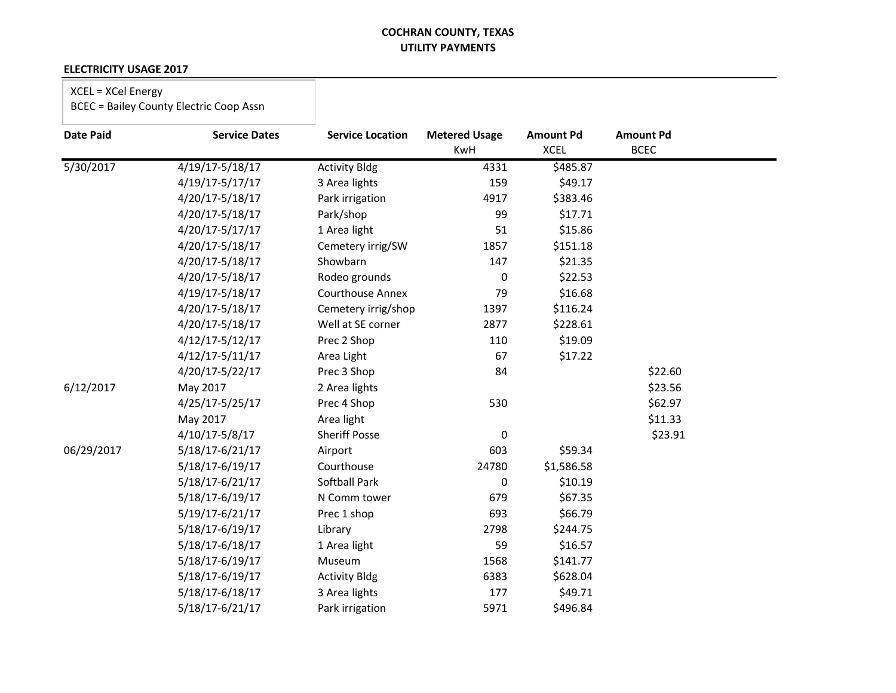**COCHRAN COUNTY, TEXAS**
**UTILITY PAYMENTS**

**ELECTRICITY USAGE 2017**

XCEL = XCel Energy
BCEC = Bailey County Electric Coop Assn

| Date Paid | Service Dates | Service Location | Metered Usage KwH | Amount Pd XCEL | Amount Pd BCEC |
|---|---|---|---|---|---|
| 5/30/2017 | 4/19/17-5/18/17 | Activity Bldg | 4331 | $485.87 | |
| | 4/19/17-5/17/17 | 3 Area lights | 159 | $49.17 | |
| | 4/20/17-5/18/17 | Park irrigation | 4917 | $383.46 | |
| | 4/20/17-5/18/17 | Park/shop | 99 | $17.71 | |
| | 4/20/17-5/17/17 | 1 Area light | 51 | $15.86 | |
| | 4/20/17-5/18/17 | Cemetery irrig/SW | 1857 | $151.18 | |
| | 4/20/17-5/18/17 | Showbarn | 147 | $21.35 | |
| | 4/20/17-5/18/17 | Rodeo grounds | 0 | $22.53 | |
| | 4/19/17-5/18/17 | Courthouse Annex | 79 | $16.68 | |
| | 4/20/17-5/18/17 | Cemetery irrig/shop | 1397 | $116.24 | |
| | 4/20/17-5/18/17 | Well at SE corner | 2877 | $228.61 | |
| | 4/12/17-5/12/17 | Prec 2 Shop | 110 | $19.09 | |
| | 4/12/17-5/11/17 | Area Light | 67 | $17.22 | |
| | 4/20/17-5/22/17 | Prec 3 Shop | 84 | | $22.60 |
| 6/12/2017 | May 2017 | 2 Area lights | | | $23.56 |
| | 4/25/17-5/25/17 | Prec 4 Shop | 530 | | $62.97 |
| | May 2017 | Area light | | | $11.33 |
| | 4/10/17-5/8/17 | Sheriff Posse | 0 | | $23.91 |
| 06/29/2017 | 5/18/17-6/21/17 | Airport | 603 | $59.34 | |
| | 5/18/17-6/19/17 | Courthouse | 24780 | $1,586.58 | |
| | 5/18/17-6/21/17 | Softball Park | 0 | $10.19 | |
| | 5/18/17-6/19/17 | N Comm tower | 679 | $67.35 | |
| | 5/19/17-6/21/17 | Prec 1 shop | 693 | $66.79 | |
| | 5/18/17-6/19/17 | Library | 2798 | $244.75 | |
| | 5/18/17-6/18/17 | 1 Area light | 59 | $16.57 | |
| | 5/18/17-6/19/17 | Museum | 1568 | $141.77 | |
| | 5/18/17-6/19/17 | Activity Bldg | 6383 | $628.04 | |
| | 5/18/17-6/18/17 | 3 Area lights | 177 | $49.71 | |
| | 5/18/17-6/21/17 | Park irrigation | 5971 | $496.84 | |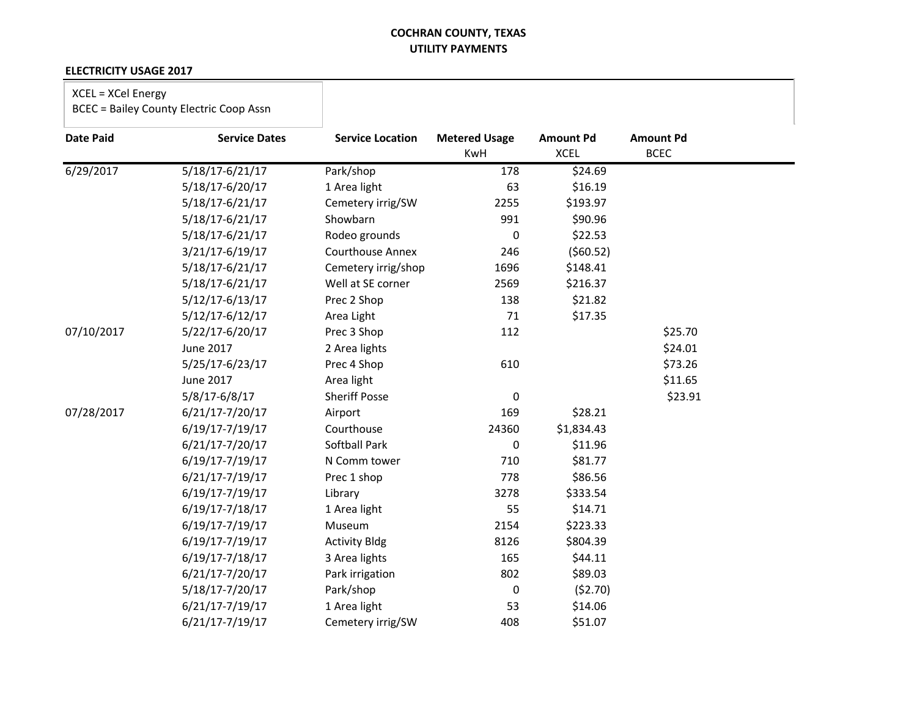**COCHRAN COUNTY, TEXAS**
**UTILITY PAYMENTS**

**ELECTRICITY USAGE 2017**

XCEL = XCel Energy
BCEC = Bailey County Electric Coop Assn

| Date Paid | Service Dates | Service Location | Metered Usage KwH | Amount Pd XCEL | Amount Pd BCEC |
|---|---|---|---|---|---|
| 6/29/2017 | 5/18/17-6/21/17 | Park/shop | 178 | $24.69 | |
| | 5/18/17-6/20/17 | 1 Area light | 63 | $16.19 | |
| | 5/18/17-6/21/17 | Cemetery irrig/SW | 2255 | $193.97 | |
| | 5/18/17-6/21/17 | Showbarn | 991 | $90.96 | |
| | 5/18/17-6/21/17 | Rodeo grounds | 0 | $22.53 | |
| | 3/21/17-6/19/17 | Courthouse Annex | 246 | ($60.52) | |
| | 5/18/17-6/21/17 | Cemetery irrig/shop | 1696 | $148.41 | |
| | 5/18/17-6/21/17 | Well at SE corner | 2569 | $216.37 | |
| | 5/12/17-6/13/17 | Prec 2 Shop | 138 | $21.82 | |
| | 5/12/17-6/12/17 | Area Light | 71 | $17.35 | |
| 07/10/2017 | 5/22/17-6/20/17 | Prec 3 Shop | 112 | | $25.70 |
| | June 2017 | 2 Area lights | | | $24.01 |
| | 5/25/17-6/23/17 | Prec 4 Shop | 610 | | $73.26 |
| | June 2017 | Area light | | | $11.65 |
| | 5/8/17-6/8/17 | Sheriff Posse | 0 | | $23.91 |
| 07/28/2017 | 6/21/17-7/20/17 | Airport | 169 | $28.21 | |
| | 6/19/17-7/19/17 | Courthouse | 24360 | $1,834.43 | |
| | 6/21/17-7/20/17 | Softball Park | 0 | $11.96 | |
| | 6/19/17-7/19/17 | N Comm tower | 710 | $81.77 | |
| | 6/21/17-7/19/17 | Prec 1 shop | 778 | $86.56 | |
| | 6/19/17-7/19/17 | Library | 3278 | $333.54 | |
| | 6/19/17-7/18/17 | 1 Area light | 55 | $14.71 | |
| | 6/19/17-7/19/17 | Museum | 2154 | $223.33 | |
| | 6/19/17-7/19/17 | Activity Bldg | 8126 | $804.39 | |
| | 6/19/17-7/18/17 | 3 Area lights | 165 | $44.11 | |
| | 6/21/17-7/20/17 | Park irrigation | 802 | $89.03 | |
| | 5/18/17-7/20/17 | Park/shop | 0 | ($2.70) | |
| | 6/21/17-7/19/17 | 1 Area light | 53 | $14.06 | |
| | 6/21/17-7/19/17 | Cemetery irrig/SW | 408 | $51.07 | |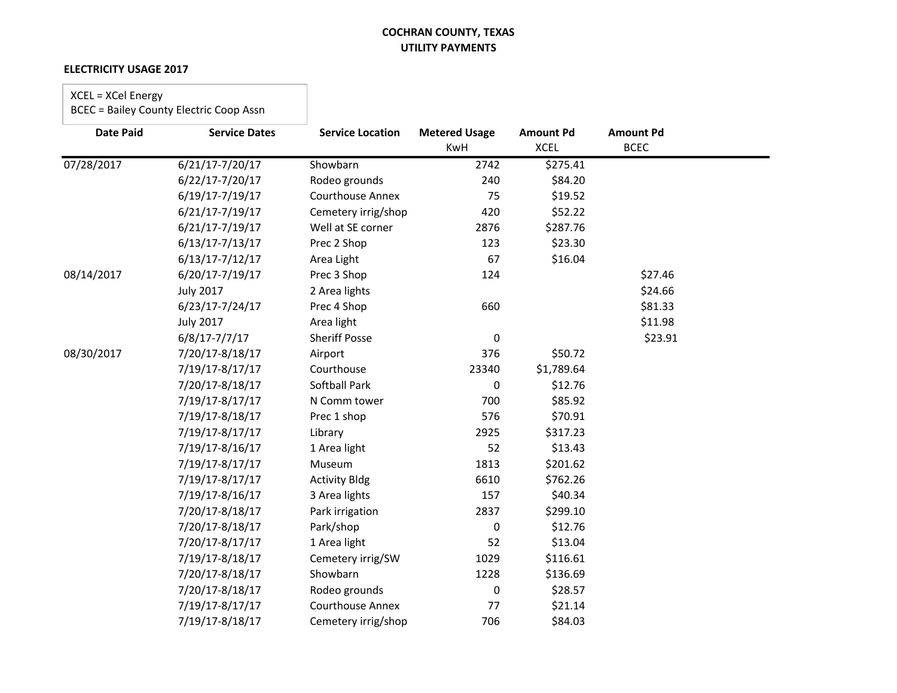**COCHRAN COUNTY, TEXAS**
**UTILITY PAYMENTS**

**ELECTRICITY USAGE 2017**

XCEL = XCel Energy
BCEC = Bailey County Electric Coop Assn

| Date Paid | Service Dates | Service Location | Metered Usage KwH | Amount Pd XCEL | Amount Pd BCEC |
|---|---|---|---|---|---|
| 07/28/2017 | 6/21/17-7/20/17 | Showbarn | 2742 | $275.41 | |
| | 6/22/17-7/20/17 | Rodeo grounds | 240 | $84.20 | |
| | 6/19/17-7/19/17 | Courthouse Annex | 75 | $19.52 | |
| | 6/21/17-7/19/17 | Cemetery irrig/shop | 420 | $52.22 | |
| | 6/21/17-7/19/17 | Well at SE corner | 2876 | $287.76 | |
| | 6/13/17-7/13/17 | Prec 2 Shop | 123 | $23.30 | |
| | 6/13/17-7/12/17 | Area Light | 67 | $16.04 | |
| 08/14/2017 | 6/20/17-7/19/17 | Prec 3 Shop | 124 | | $27.46 |
| | July 2017 | 2 Area lights | | | $24.66 |
| | 6/23/17-7/24/17 | Prec 4 Shop | 660 | | $81.33 |
| | July 2017 | Area light | | | $11.98 |
| | 6/8/17-7/7/17 | Sheriff Posse | 0 | | $23.91 |
| 08/30/2017 | 7/20/17-8/18/17 | Airport | 376 | $50.72 | |
| | 7/19/17-8/17/17 | Courthouse | 23340 | $1,789.64 | |
| | 7/20/17-8/18/17 | Softball Park | 0 | $12.76 | |
| | 7/19/17-8/17/17 | N Comm tower | 700 | $85.92 | |
| | 7/19/17-8/18/17 | Prec 1 shop | 576 | $70.91 | |
| | 7/19/17-8/17/17 | Library | 2925 | $317.23 | |
| | 7/19/17-8/16/17 | 1 Area light | 52 | $13.43 | |
| | 7/19/17-8/17/17 | Museum | 1813 | $201.62 | |
| | 7/19/17-8/17/17 | Activity Bldg | 6610 | $762.26 | |
| | 7/19/17-8/16/17 | 3 Area lights | 157 | $40.34 | |
| | 7/20/17-8/18/17 | Park irrigation | 2837 | $299.10 | |
| | 7/20/17-8/18/17 | Park/shop | 0 | $12.76 | |
| | 7/20/17-8/17/17 | 1 Area light | 52 | $13.04 | |
| | 7/19/17-8/18/17 | Cemetery irrig/SW | 1029 | $116.61 | |
| | 7/20/17-8/18/17 | Showbarn | 1228 | $136.69 | |
| | 7/20/17-8/18/17 | Rodeo grounds | 0 | $28.57 | |
| | 7/19/17-8/17/17 | Courthouse Annex | 77 | $21.14 | |
| | 7/19/17-8/18/17 | Cemetery irrig/shop | 706 | $84.03 | |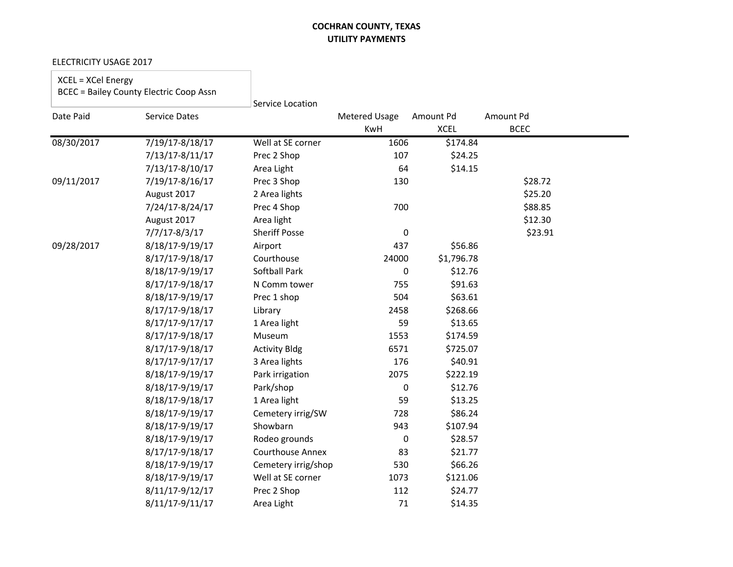**COCHRAN COUNTY, TEXAS**
**UTILITY PAYMENTS**

ELECTRICITY USAGE 2017

XCEL = XCel Energy
BCEC = Bailey County Electric Coop Assn

| Date Paid | Service Dates | Service Location | Metered Usage KwH | Amount Pd XCEL | Amount Pd BCEC |
|---|---|---|---|---|---|
| 08/30/2017 | 7/19/17-8/18/17 | Well at SE corner | 1606 | $174.84 | |
| | 7/13/17-8/11/17 | Prec 2 Shop | 107 | $24.25 | |
| | 7/13/17-8/10/17 | Area Light | 64 | $14.15 | |
| 09/11/2017 | 7/19/17-8/16/17 | Prec 3 Shop | 130 | | $28.72 |
| | August 2017 | 2 Area lights | | | $25.20 |
| | 7/24/17-8/24/17 | Prec 4 Shop | 700 | | $88.85 |
| | August 2017 | Area light | | | $12.30 |
| | 7/7/17-8/3/17 | Sheriff Posse | 0 | | $23.91 |
| 09/28/2017 | 8/18/17-9/19/17 | Airport | 437 | $56.86 | |
| | 8/17/17-9/18/17 | Courthouse | 24000 | $1,796.78 | |
| | 8/18/17-9/19/17 | Softball Park | 0 | $12.76 | |
| | 8/17/17-9/18/17 | N Comm tower | 755 | $91.63 | |
| | 8/18/17-9/19/17 | Prec 1 shop | 504 | $63.61 | |
| | 8/17/17-9/18/17 | Library | 2458 | $268.66 | |
| | 8/17/17-9/17/17 | 1 Area light | 59 | $13.65 | |
| | 8/17/17-9/18/17 | Museum | 1553 | $174.59 | |
| | 8/17/17-9/18/17 | Activity Bldg | 6571 | $725.07 | |
| | 8/17/17-9/17/17 | 3 Area lights | 176 | $40.91 | |
| | 8/18/17-9/19/17 | Park irrigation | 2075 | $222.19 | |
| | 8/18/17-9/19/17 | Park/shop | 0 | $12.76 | |
| | 8/18/17-9/18/17 | 1 Area light | 59 | $13.25 | |
| | 8/18/17-9/19/17 | Cemetery irrig/SW | 728 | $86.24 | |
| | 8/18/17-9/19/17 | Showbarn | 943 | $107.94 | |
| | 8/18/17-9/19/17 | Rodeo grounds | 0 | $28.57 | |
| | 8/17/17-9/18/17 | Courthouse Annex | 83 | $21.77 | |
| | 8/18/17-9/19/17 | Cemetery irrig/shop | 530 | $66.26 | |
| | 8/18/17-9/19/17 | Well at SE corner | 1073 | $121.06 | |
| | 8/11/17-9/12/17 | Prec 2 Shop | 112 | $24.77 | |
| | 8/11/17-9/11/17 | Area Light | 71 | $14.35 | |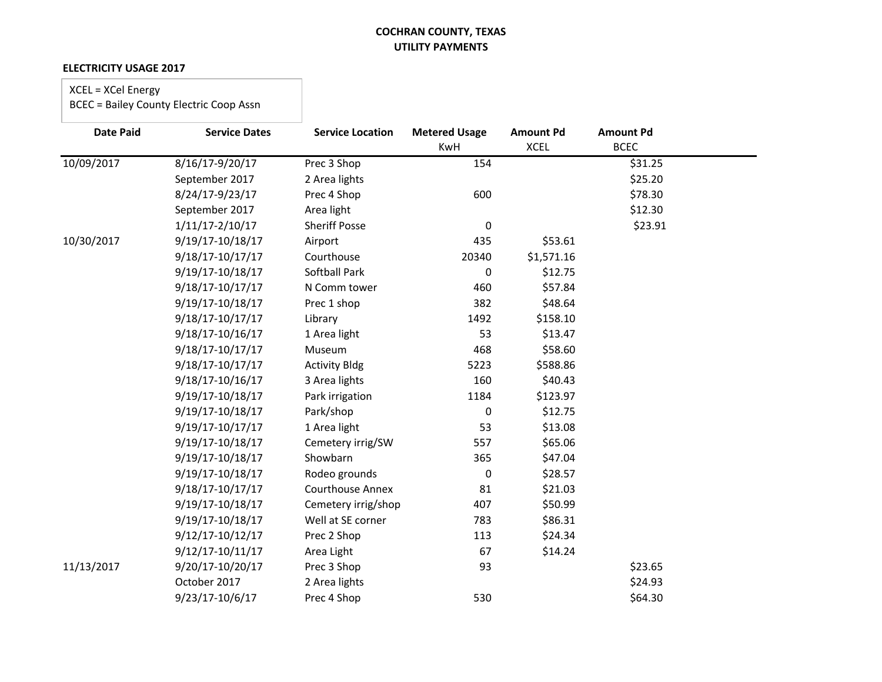**COCHRAN COUNTY, TEXAS**
**UTILITY PAYMENTS**

**ELECTRICITY USAGE 2017**

XCEL = XCel Energy
BCEC = Bailey County Electric Coop Assn

| Date Paid | Service Dates | Service Location | Metered Usage KwH | Amount Pd XCEL | Amount Pd BCEC |
|---|---|---|---|---|---|
| 10/09/2017 | 8/16/17-9/20/17 | Prec 3 Shop | 154 | | $31.25 |
| | September 2017 | 2 Area lights | | | $25.20 |
| | 8/24/17-9/23/17 | Prec 4 Shop | 600 | | $78.30 |
| | September 2017 | Area light | | | $12.30 |
| | 1/11/17-2/10/17 | Sheriff Posse | 0 | | $23.91 |
| 10/30/2017 | 9/19/17-10/18/17 | Airport | 435 | $53.61 | |
| | 9/18/17-10/17/17 | Courthouse | 20340 | $1,571.16 | |
| | 9/19/17-10/18/17 | Softball Park | 0 | $12.75 | |
| | 9/18/17-10/17/17 | N Comm tower | 460 | $57.84 | |
| | 9/19/17-10/18/17 | Prec 1 shop | 382 | $48.64 | |
| | 9/18/17-10/17/17 | Library | 1492 | $158.10 | |
| | 9/18/17-10/16/17 | 1 Area light | 53 | $13.47 | |
| | 9/18/17-10/17/17 | Museum | 468 | $58.60 | |
| | 9/18/17-10/17/17 | Activity Bldg | 5223 | $588.86 | |
| | 9/18/17-10/16/17 | 3 Area lights | 160 | $40.43 | |
| | 9/19/17-10/18/17 | Park irrigation | 1184 | $123.97 | |
| | 9/19/17-10/18/17 | Park/shop | 0 | $12.75 | |
| | 9/19/17-10/17/17 | 1 Area light | 53 | $13.08 | |
| | 9/19/17-10/18/17 | Cemetery irrig/SW | 557 | $65.06 | |
| | 9/19/17-10/18/17 | Showbarn | 365 | $47.04 | |
| | 9/19/17-10/18/17 | Rodeo grounds | 0 | $28.57 | |
| | 9/18/17-10/17/17 | Courthouse Annex | 81 | $21.03 | |
| | 9/19/17-10/18/17 | Cemetery irrig/shop | 407 | $50.99 | |
| | 9/19/17-10/18/17 | Well at SE corner | 783 | $86.31 | |
| | 9/12/17-10/12/17 | Prec 2 Shop | 113 | $24.34 | |
| | 9/12/17-10/11/17 | Area Light | 67 | $14.24 | |
| 11/13/2017 | 9/20/17-10/20/17 | Prec 3 Shop | 93 | | $23.65 |
| | October 2017 | 2 Area lights | | | $24.93 |
| | 9/23/17-10/6/17 | Prec 4 Shop | 530 | | $64.30 |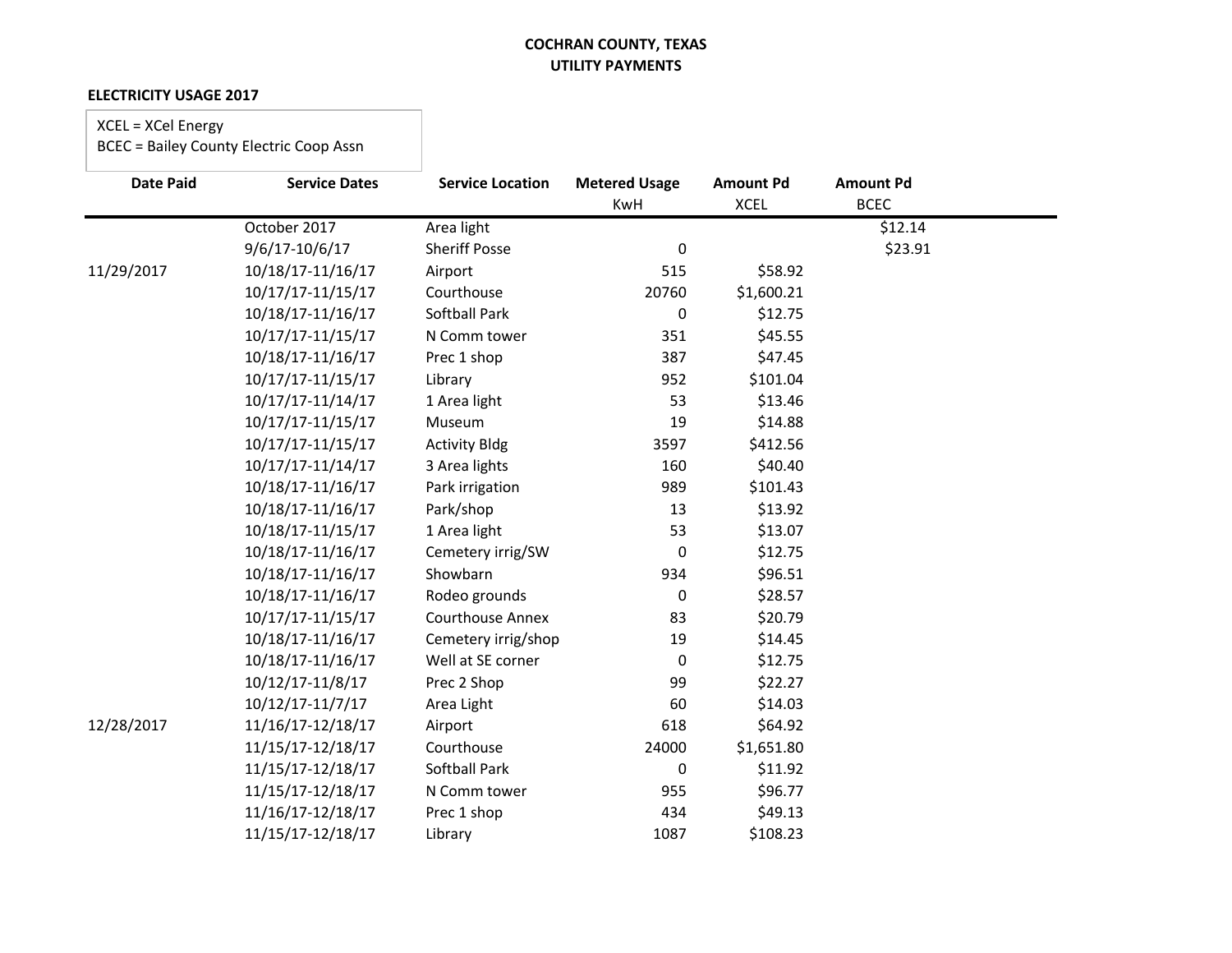**COCHRAN COUNTY, TEXAS**
**UTILITY PAYMENTS**

**ELECTRICITY USAGE 2017**

XCEL = XCel Energy
BCEC = Bailey County Electric Coop Assn

| Date Paid | Service Dates | Service Location | Metered Usage KwH | Amount Pd XCEL | Amount Pd BCEC |
|---|---|---|---|---|---|
| | October 2017 | Area light | | | $12.14 |
| | 9/6/17-10/6/17 | Sheriff Posse | 0 | | $23.91 |
| 11/29/2017 | 10/18/17-11/16/17 | Airport | 515 | $58.92 | |
| | 10/17/17-11/15/17 | Courthouse | 20760 | $1,600.21 | |
| | 10/18/17-11/16/17 | Softball Park | 0 | $12.75 | |
| | 10/17/17-11/15/17 | N Comm tower | 351 | $45.55 | |
| | 10/18/17-11/16/17 | Prec 1 shop | 387 | $47.45 | |
| | 10/17/17-11/15/17 | Library | 952 | $101.04 | |
| | 10/17/17-11/14/17 | 1 Area light | 53 | $13.46 | |
| | 10/17/17-11/15/17 | Museum | 19 | $14.88 | |
| | 10/17/17-11/15/17 | Activity Bldg | 3597 | $412.56 | |
| | 10/17/17-11/14/17 | 3 Area lights | 160 | $40.40 | |
| | 10/18/17-11/16/17 | Park irrigation | 989 | $101.43 | |
| | 10/18/17-11/16/17 | Park/shop | 13 | $13.92 | |
| | 10/18/17-11/15/17 | 1 Area light | 53 | $13.07 | |
| | 10/18/17-11/16/17 | Cemetery irrig/SW | 0 | $12.75 | |
| | 10/18/17-11/16/17 | Showbarn | 934 | $96.51 | |
| | 10/18/17-11/16/17 | Rodeo grounds | 0 | $28.57 | |
| | 10/17/17-11/15/17 | Courthouse Annex | 83 | $20.79 | |
| | 10/18/17-11/16/17 | Cemetery irrig/shop | 19 | $14.45 | |
| | 10/18/17-11/16/17 | Well at SE corner | 0 | $12.75 | |
| | 10/12/17-11/8/17 | Prec 2 Shop | 99 | $22.27 | |
| | 10/12/17-11/7/17 | Area Light | 60 | $14.03 | |
| 12/28/2017 | 11/16/17-12/18/17 | Airport | 618 | $64.92 | |
| | 11/15/17-12/18/17 | Courthouse | 24000 | $1,651.80 | |
| | 11/15/17-12/18/17 | Softball Park | 0 | $11.92 | |
| | 11/15/17-12/18/17 | N Comm tower | 955 | $96.77 | |
| | 11/16/17-12/18/17 | Prec 1 shop | 434 | $49.13 | |
| | 11/15/17-12/18/17 | Library | 1087 | $108.23 | |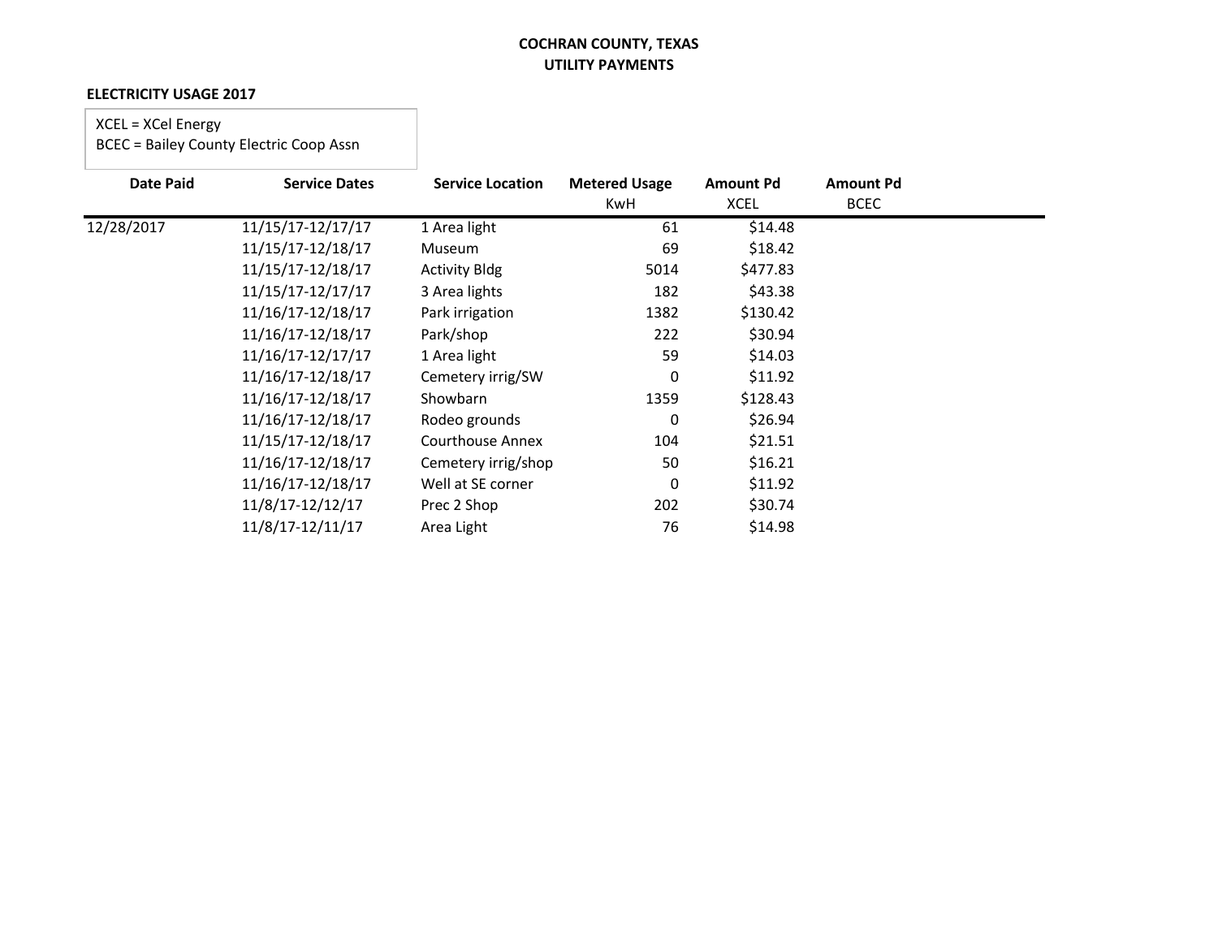**COCHRAN COUNTY, TEXAS**
**UTILITY PAYMENTS**

**ELECTRICITY USAGE 2017**

XCEL = XCel Energy
BCEC = Bailey County Electric Coop Assn

| Date Paid | Service Dates | Service Location | Metered Usage KwH | Amount Pd XCEL | Amount Pd BCEC |
|---|---|---|---|---|---|
| 12/28/2017 | 11/15/17-12/17/17 | 1 Area light | 61 | $14.48 | |
| | 11/15/17-12/18/17 | Museum | 69 | $18.42 | |
| | 11/15/17-12/18/17 | Activity Bldg | 5014 | $477.83 | |
| | 11/15/17-12/17/17 | 3 Area lights | 182 | $43.38 | |
| | 11/16/17-12/18/17 | Park irrigation | 1382 | $130.42 | |
| | 11/16/17-12/18/17 | Park/shop | 222 | $30.94 | |
| | 11/16/17-12/17/17 | 1 Area light | 59 | $14.03 | |
| | 11/16/17-12/18/17 | Cemetery irrig/SW | 0 | $11.92 | |
| | 11/16/17-12/18/17 | Showbarn | 1359 | $128.43 | |
| | 11/16/17-12/18/17 | Rodeo grounds | 0 | $26.94 | |
| | 11/15/17-12/18/17 | Courthouse Annex | 104 | $21.51 | |
| | 11/16/17-12/18/17 | Cemetery irrig/shop | 50 | $16.21 | |
| | 11/16/17-12/18/17 | Well at SE corner | 0 | $11.92 | |
| | 11/8/17-12/12/17 | Prec 2 Shop | 202 | $30.74 | |
| | 11/8/17-12/11/17 | Area Light | 76 | $14.98 | |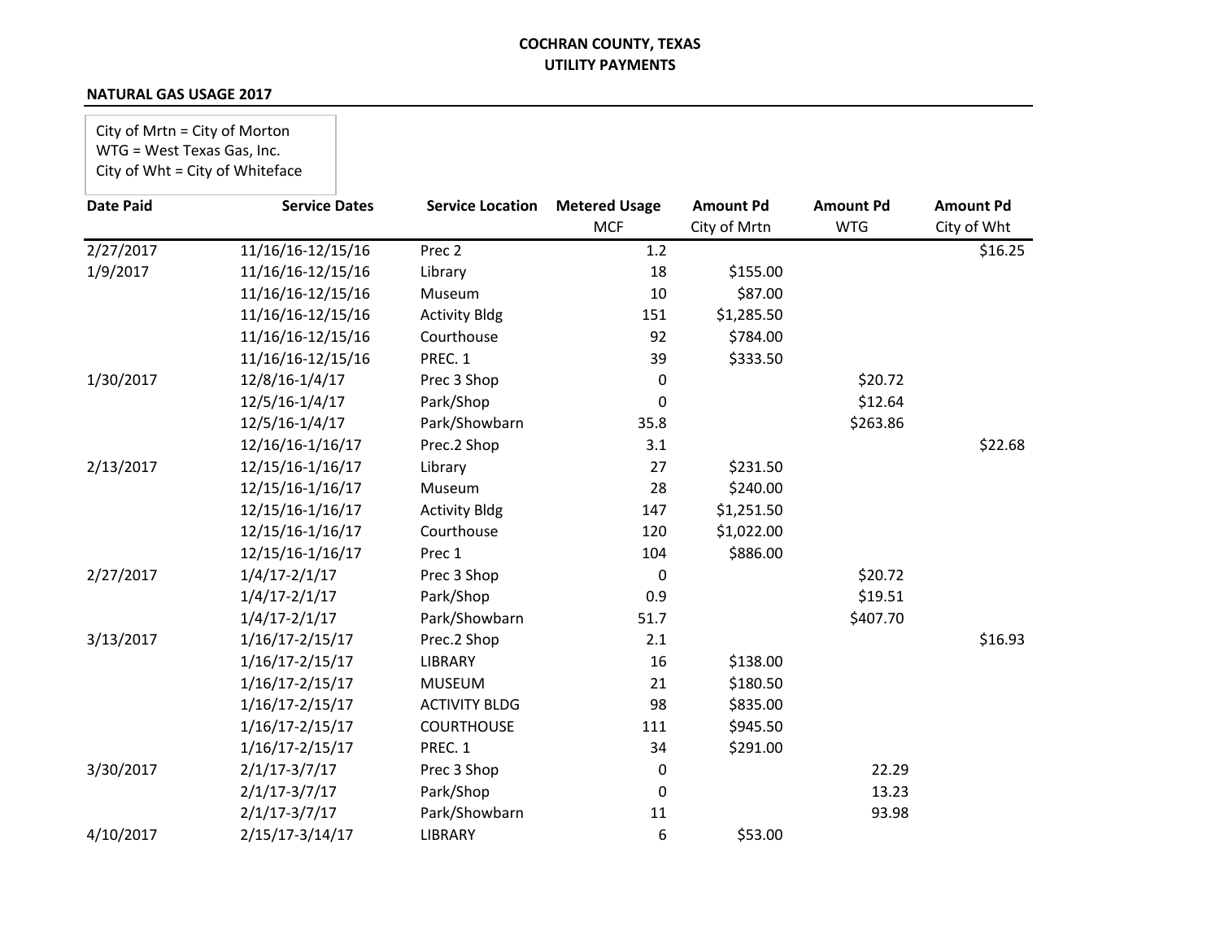**COCHRAN COUNTY, TEXAS**
**UTILITY PAYMENTS**

**NATURAL GAS USAGE 2017**

City of Mrtn = City of Morton
WTG = West Texas Gas, Inc.
City of Wht = City of Whiteface

| Date Paid | Service Dates | Service Location | Metered Usage MCF | Amount Pd City of Mrtn | Amount Pd WTG | Amount Pd City of Wht |
|---|---|---|---|---|---|---|
| 2/27/2017 | 11/16/16-12/15/16 | Prec 2 | 1.2 | | | $16.25 |
| 1/9/2017 | 11/16/16-12/15/16 | Library | 18 | $155.00 | | |
| | 11/16/16-12/15/16 | Museum | 10 | $87.00 | | |
| | 11/16/16-12/15/16 | Activity Bldg | 151 | $1,285.50 | | |
| | 11/16/16-12/15/16 | Courthouse | 92 | $784.00 | | |
| | 11/16/16-12/15/16 | PREC. 1 | 39 | $333.50 | | |
| 1/30/2017 | 12/8/16-1/4/17 | Prec 3 Shop | 0 | | $20.72 | |
| | 12/5/16-1/4/17 | Park/Shop | 0 | | $12.64 | |
| | 12/5/16-1/4/17 | Park/Showbarn | 35.8 | | $263.86 | |
| | 12/16/16-1/16/17 | Prec.2 Shop | 3.1 | | | $22.68 |
| 2/13/2017 | 12/15/16-1/16/17 | Library | 27 | $231.50 | | |
| | 12/15/16-1/16/17 | Museum | 28 | $240.00 | | |
| | 12/15/16-1/16/17 | Activity Bldg | 147 | $1,251.50 | | |
| | 12/15/16-1/16/17 | Courthouse | 120 | $1,022.00 | | |
| | 12/15/16-1/16/17 | Prec 1 | 104 | $886.00 | | |
| 2/27/2017 | 1/4/17-2/1/17 | Prec 3 Shop | 0 | | $20.72 | |
| | 1/4/17-2/1/17 | Park/Shop | 0.9 | | $19.51 | |
| | 1/4/17-2/1/17 | Park/Showbarn | 51.7 | | $407.70 | |
| 3/13/2017 | 1/16/17-2/15/17 | Prec.2 Shop | 2.1 | | | $16.93 |
| | 1/16/17-2/15/17 | LIBRARY | 16 | $138.00 | | |
| | 1/16/17-2/15/17 | MUSEUM | 21 | $180.50 | | |
| | 1/16/17-2/15/17 | ACTIVITY BLDG | 98 | $835.00 | | |
| | 1/16/17-2/15/17 | COURTHOUSE | 111 | $945.50 | | |
| | 1/16/17-2/15/17 | PREC. 1 | 34 | $291.00 | | |
| 3/30/2017 | 2/1/17-3/7/17 | Prec 3 Shop | 0 | | 22.29 | |
| | 2/1/17-3/7/17 | Park/Shop | 0 | | 13.23 | |
| | 2/1/17-3/7/17 | Park/Showbarn | 11 | | 93.98 | |
| 4/10/2017 | 2/15/17-3/14/17 | LIBRARY | 6 | $53.00 | | |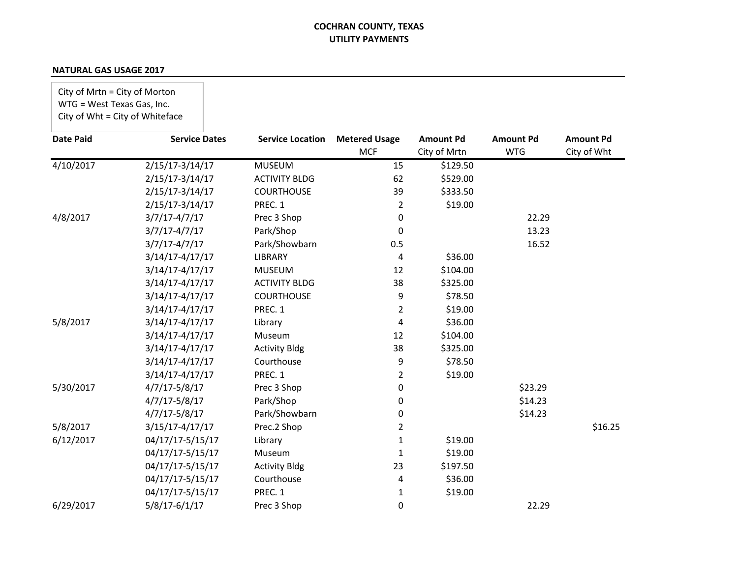**COCHRAN COUNTY, TEXAS**
**UTILITY PAYMENTS**

**NATURAL GAS USAGE 2017**

City of Mrtn = City of Morton
WTG = West Texas Gas, Inc.
City of Wht = City of Whiteface

| Date Paid | Service Dates | Service Location | Metered Usage MCF | Amount Pd City of Mrtn | Amount Pd WTG | Amount Pd City of Wht |
|---|---|---|---|---|---|---|
| 4/10/2017 | 2/15/17-3/14/17 | MUSEUM | 15 | $129.50 | | |
| | 2/15/17-3/14/17 | ACTIVITY BLDG | 62 | $529.00 | | |
| | 2/15/17-3/14/17 | COURTHOUSE | 39 | $333.50 | | |
| | 2/15/17-3/14/17 | PREC. 1 | 2 | $19.00 | | |
| 4/8/2017 | 3/7/17-4/7/17 | Prec 3 Shop | 0 | | 22.29 | |
| | 3/7/17-4/7/17 | Park/Shop | 0 | | 13.23 | |
| | 3/7/17-4/7/17 | Park/Showbarn | 0.5 | | 16.52 | |
| | 3/14/17-4/17/17 | LIBRARY | 4 | $36.00 | | |
| | 3/14/17-4/17/17 | MUSEUM | 12 | $104.00 | | |
| | 3/14/17-4/17/17 | ACTIVITY BLDG | 38 | $325.00 | | |
| | 3/14/17-4/17/17 | COURTHOUSE | 9 | $78.50 | | |
| | 3/14/17-4/17/17 | PREC. 1 | 2 | $19.00 | | |
| 5/8/2017 | 3/14/17-4/17/17 | Library | 4 | $36.00 | | |
| | 3/14/17-4/17/17 | Museum | 12 | $104.00 | | |
| | 3/14/17-4/17/17 | Activity Bldg | 38 | $325.00 | | |
| | 3/14/17-4/17/17 | Courthouse | 9 | $78.50 | | |
| | 3/14/17-4/17/17 | PREC. 1 | 2 | $19.00 | | |
| 5/30/2017 | 4/7/17-5/8/17 | Prec 3 Shop | 0 | | $23.29 | |
| | 4/7/17-5/8/17 | Park/Shop | 0 | | $14.23 | |
| | 4/7/17-5/8/17 | Park/Showbarn | 0 | | $14.23 | |
| 5/8/2017 | 3/15/17-4/17/17 | Prec.2 Shop | 2 | | | $16.25 |
| 6/12/2017 | 04/17/17-5/15/17 | Library | 1 | $19.00 | | |
| | 04/17/17-5/15/17 | Museum | 1 | $19.00 | | |
| | 04/17/17-5/15/17 | Activity Bldg | 23 | $197.50 | | |
| | 04/17/17-5/15/17 | Courthouse | 4 | $36.00 | | |
| | 04/17/17-5/15/17 | PREC. 1 | 1 | $19.00 | | |
| 6/29/2017 | 5/8/17-6/1/17 | Prec 3 Shop | 0 | | 22.29 | |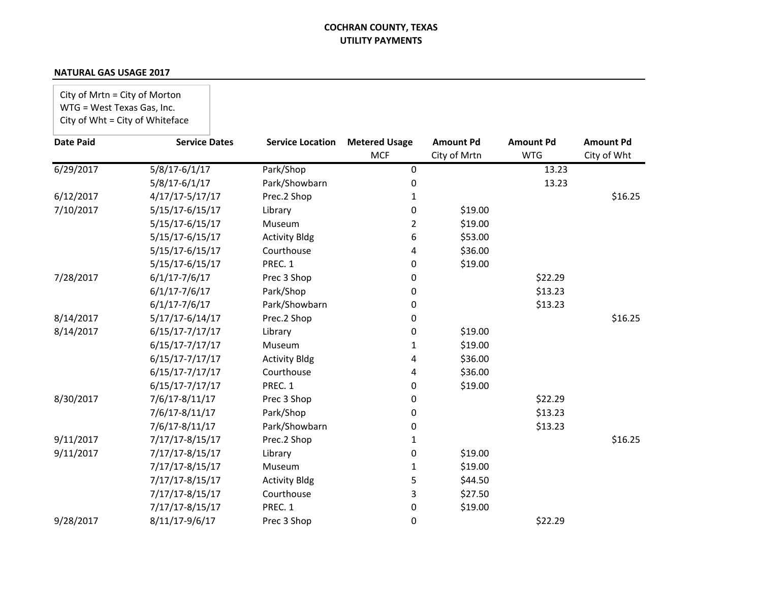**COCHRAN COUNTY, TEXAS**
**UTILITY PAYMENTS**

**NATURAL GAS USAGE 2017**

City of Mrtn = City of Morton
WTG = West Texas Gas, Inc.
City of Wht = City of Whiteface

| Date Paid | Service Dates | Service Location | Metered Usage MCF | Amount Pd City of Mrtn | Amount Pd WTG | Amount Pd City of Wht |
|---|---|---|---|---|---|---|
| 6/29/2017 | 5/8/17-6/1/17 | Park/Shop | 0 | | 13.23 | |
| | 5/8/17-6/1/17 | Park/Showbarn | 0 | | 13.23 | |
| 6/12/2017 | 4/17/17-5/17/17 | Prec.2 Shop | 1 | | | $16.25 |
| 7/10/2017 | 5/15/17-6/15/17 | Library | 0 | $19.00 | | |
| | 5/15/17-6/15/17 | Museum | 2 | $19.00 | | |
| | 5/15/17-6/15/17 | Activity Bldg | 6 | $53.00 | | |
| | 5/15/17-6/15/17 | Courthouse | 4 | $36.00 | | |
| | 5/15/17-6/15/17 | PREC. 1 | 0 | $19.00 | | |
| 7/28/2017 | 6/1/17-7/6/17 | Prec 3 Shop | 0 | | $22.29 | |
| | 6/1/17-7/6/17 | Park/Shop | 0 | | $13.23 | |
| | 6/1/17-7/6/17 | Park/Showbarn | 0 | | $13.23 | |
| 8/14/2017 | 5/17/17-6/14/17 | Prec.2 Shop | 0 | | | $16.25 |
| 8/14/2017 | 6/15/17-7/17/17 | Library | 0 | $19.00 | | |
| | 6/15/17-7/17/17 | Museum | 1 | $19.00 | | |
| | 6/15/17-7/17/17 | Activity Bldg | 4 | $36.00 | | |
| | 6/15/17-7/17/17 | Courthouse | 4 | $36.00 | | |
| | 6/15/17-7/17/17 | PREC. 1 | 0 | $19.00 | | |
| 8/30/2017 | 7/6/17-8/11/17 | Prec 3 Shop | 0 | | $22.29 | |
| | 7/6/17-8/11/17 | Park/Shop | 0 | | $13.23 | |
| | 7/6/17-8/11/17 | Park/Showbarn | 0 | | $13.23 | |
| 9/11/2017 | 7/17/17-8/15/17 | Prec.2 Shop | 1 | | | $16.25 |
| 9/11/2017 | 7/17/17-8/15/17 | Library | 0 | $19.00 | | |
| | 7/17/17-8/15/17 | Museum | 1 | $19.00 | | |
| | 7/17/17-8/15/17 | Activity Bldg | 5 | $44.50 | | |
| | 7/17/17-8/15/17 | Courthouse | 3 | $27.50 | | |
| | 7/17/17-8/15/17 | PREC. 1 | 0 | $19.00 | | |
| 9/28/2017 | 8/11/17-9/6/17 | Prec 3 Shop | 0 | | $22.29 | |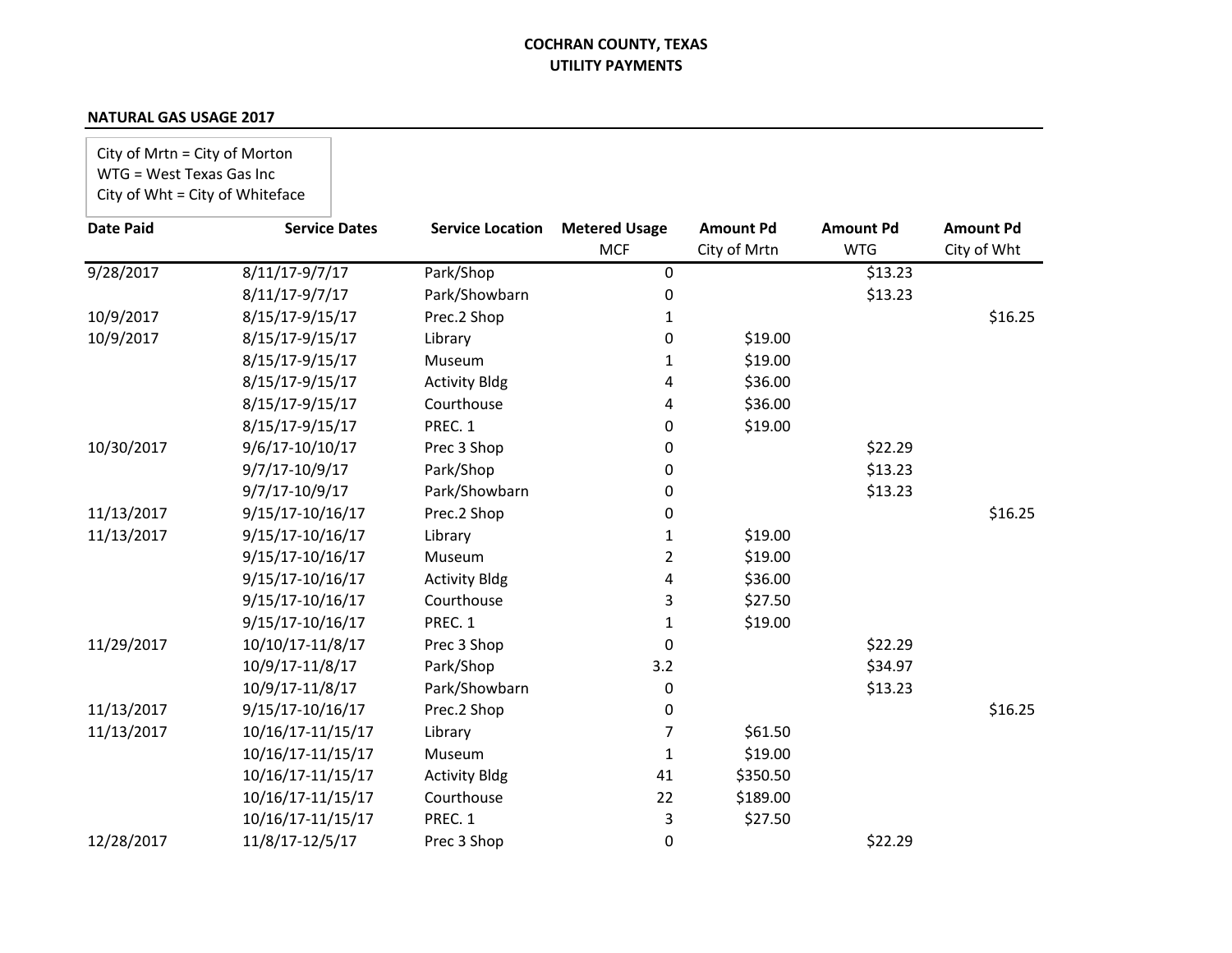**COCHRAN COUNTY, TEXAS**
**UTILITY PAYMENTS**

**NATURAL GAS USAGE 2017**

City of Mrtn = City of Morton
WTG = West Texas Gas Inc
City of Wht = City of Whiteface

| Date Paid | Service Dates | Service Location | Metered Usage MCF | Amount Pd City of Mrtn | Amount Pd WTG | Amount Pd City of Wht |
|---|---|---|---|---|---|---|
| 9/28/2017 | 8/11/17-9/7/17 | Park/Shop | 0 | | $13.23 | |
| | 8/11/17-9/7/17 | Park/Showbarn | 0 | | $13.23 | |
| 10/9/2017 | 8/15/17-9/15/17 | Prec.2 Shop | 1 | | | $16.25 |
| 10/9/2017 | 8/15/17-9/15/17 | Library | 0 | $19.00 | | |
| | 8/15/17-9/15/17 | Museum | 1 | $19.00 | | |
| | 8/15/17-9/15/17 | Activity Bldg | 4 | $36.00 | | |
| | 8/15/17-9/15/17 | Courthouse | 4 | $36.00 | | |
| | 8/15/17-9/15/17 | PREC. 1 | 0 | $19.00 | | |
| 10/30/2017 | 9/6/17-10/10/17 | Prec 3 Shop | 0 | | $22.29 | |
| | 9/7/17-10/9/17 | Park/Shop | 0 | | $13.23 | |
| | 9/7/17-10/9/17 | Park/Showbarn | 0 | | $13.23 | |
| 11/13/2017 | 9/15/17-10/16/17 | Prec.2 Shop | 0 | | | $16.25 |
| 11/13/2017 | 9/15/17-10/16/17 | Library | 1 | $19.00 | | |
| | 9/15/17-10/16/17 | Museum | 2 | $19.00 | | |
| | 9/15/17-10/16/17 | Activity Bldg | 4 | $36.00 | | |
| | 9/15/17-10/16/17 | Courthouse | 3 | $27.50 | | |
| | 9/15/17-10/16/17 | PREC. 1 | 1 | $19.00 | | |
| 11/29/2017 | 10/10/17-11/8/17 | Prec 3 Shop | 0 | | $22.29 | |
| | 10/9/17-11/8/17 | Park/Shop | 3.2 | | $34.97 | |
| | 10/9/17-11/8/17 | Park/Showbarn | 0 | | $13.23 | |
| 11/13/2017 | 9/15/17-10/16/17 | Prec.2 Shop | 0 | | | $16.25 |
| 11/13/2017 | 10/16/17-11/15/17 | Library | 7 | $61.50 | | |
| | 10/16/17-11/15/17 | Museum | 1 | $19.00 | | |
| | 10/16/17-11/15/17 | Activity Bldg | 41 | $350.50 | | |
| | 10/16/17-11/15/17 | Courthouse | 22 | $189.00 | | |
| | 10/16/17-11/15/17 | PREC. 1 | 3 | $27.50 | | |
| 12/28/2017 | 11/8/17-12/5/17 | Prec 3 Shop | 0 | | $22.29 | |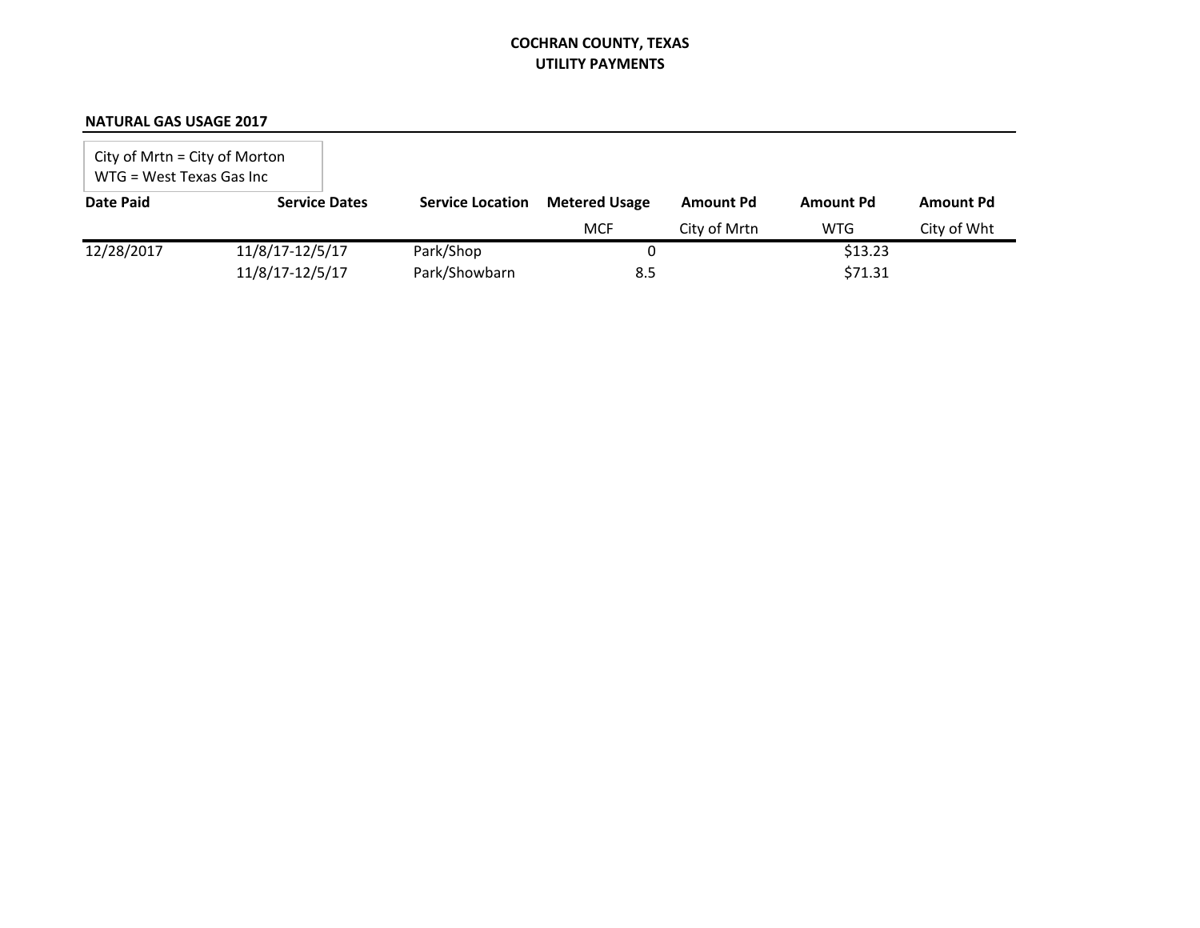**COCHRAN COUNTY, TEXAS**
**UTILITY PAYMENTS**

**NATURAL GAS USAGE 2017**

City of Mrtn = City of Morton
WTG = West Texas Gas Inc

| Date Paid | Service Dates | Service Location | Metered Usage | Amount Pd | Amount Pd | Amount Pd |
|---|---|---|---|---|---|---|
| | | | MCF | City of Mrtn | WTG | City of Wht |
| 12/28/2017 | 11/8/17-12/5/17 | Park/Shop | 0 | | $13.23 | |
| | 11/8/17-12/5/17 | Park/Showbarn | 8.5 | | $71.31 | |